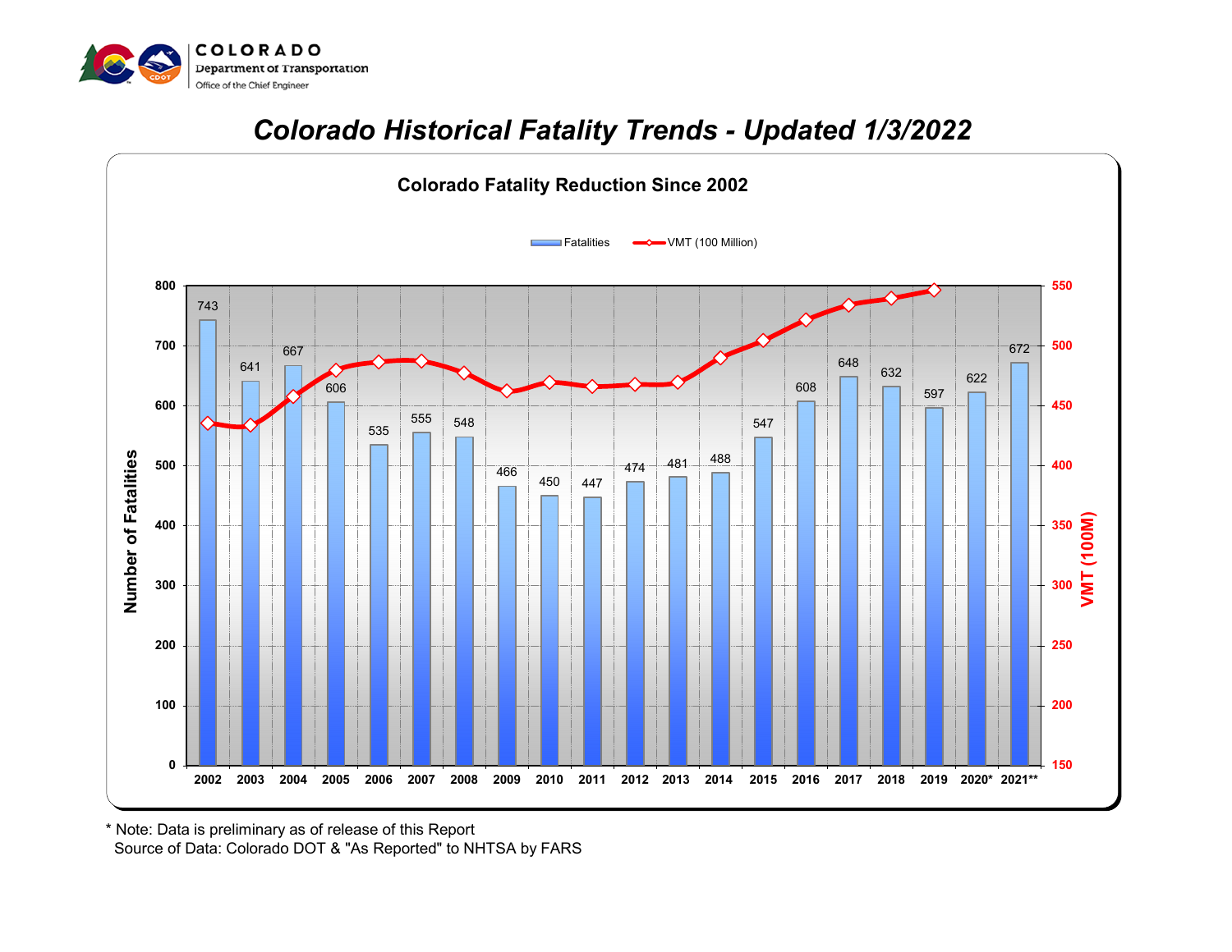COLORADO
Department of Transportation
Office of the Chief Engineer

# Colorado Historical Fatality Trends - Updated 1/3/2022

## Colorado Fatality Reduction Since 2002

| Year | Fatalities |
| --- | --- |
| 2002 | 743 |
| 2003 | 641 |
| 2004 | 667 |
| 2005 | 606 |
| 2006 | 535 |
| 2007 | 555 |
| 2008 | 548 |
| 2009 | 466 |
| 2010 | 450 |
| 2011 | 447 |
| 2012 | 474 |
| 2013 | 481 |
| 2014 | 488 |
| 2015 | 547 |
| 2016 | 608 |
| 2017 | 648 |
| 2018 | 632 |
| 2019 | 597 |
| 2020* | 622 |
| 2021** | 672 |

Legend: Fatalities; VMT (100 Million)

Left axis: Number of Fatalities (0–800). Right axis: VMT (100M) (150–550).

\* Note: Data is preliminary as of release of this Report
Source of Data: Colorado DOT & "As Reported" to NHTSA by FARS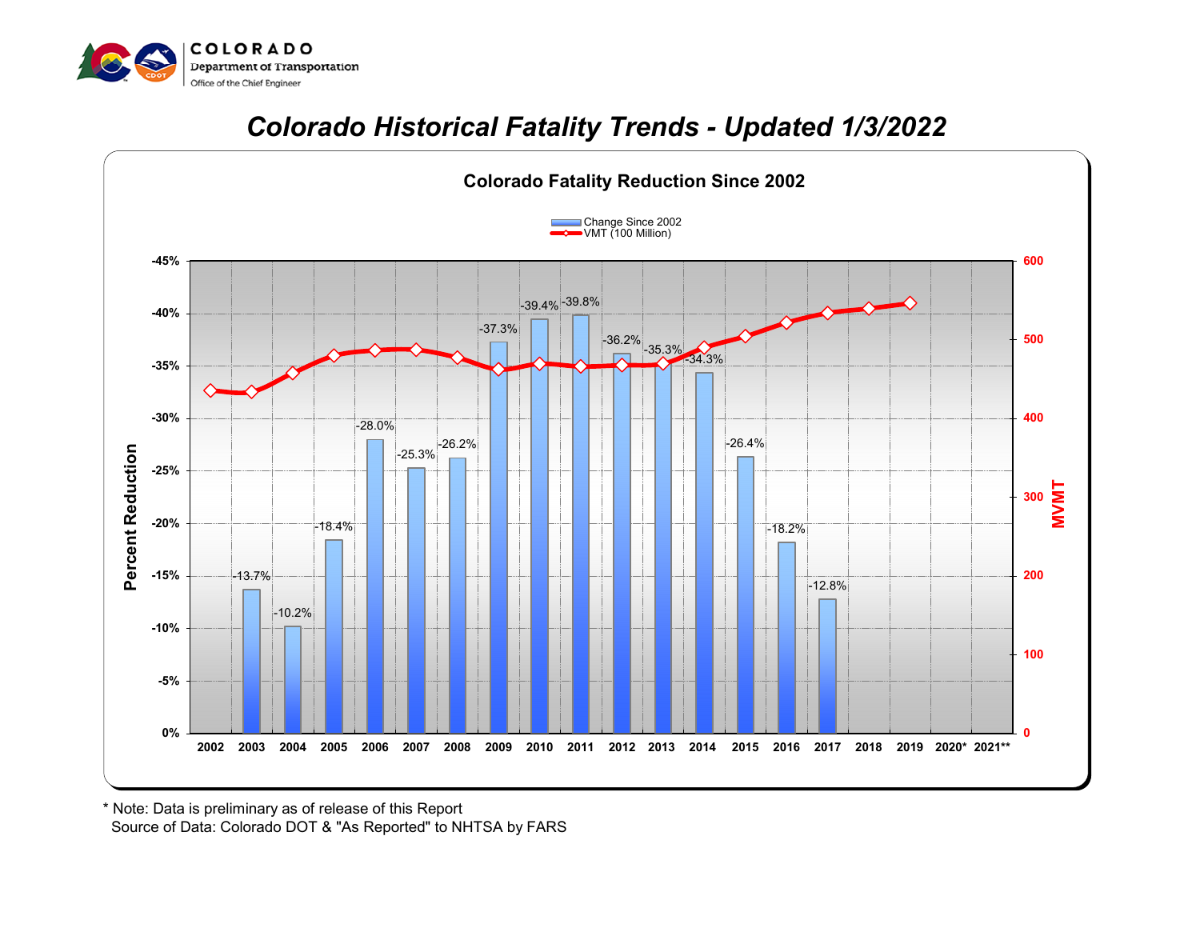COLORADO
Department of Transportation
Office of the Chief Engineer

# *Colorado Historical Fatality Trends - Updated 1/3/2022*

## Colorado Fatality Reduction Since 2002

| Year | Change Since 2002 |
|---|---|
| 2002 | |
| 2003 | -13.7% |
| 2004 | -10.2% |
| 2005 | -18.4% |
| 2006 | -28.0% |
| 2007 | -25.3% |
| 2008 | -26.2% |
| 2009 | -37.3% |
| 2010 | -39.4% |
| 2011 | -39.8% |
| 2012 | -36.2% |
| 2013 | -35.3% |
| 2014 | -34.3% |
| 2015 | -26.4% |
| 2016 | -18.2% |
| 2017 | -12.8% |
| 2018 | |
| 2019 | |
| 2020* | |
| 2021** | |

Legend: Change Since 2002; VMT (100 Million)

Left axis: Percent Reduction (0% to -45%). Right axis: MVMT (0 to 600).

\* Note: Data is preliminary as of release of this Report
Source of Data: Colorado DOT & "As Reported" to NHTSA by FARS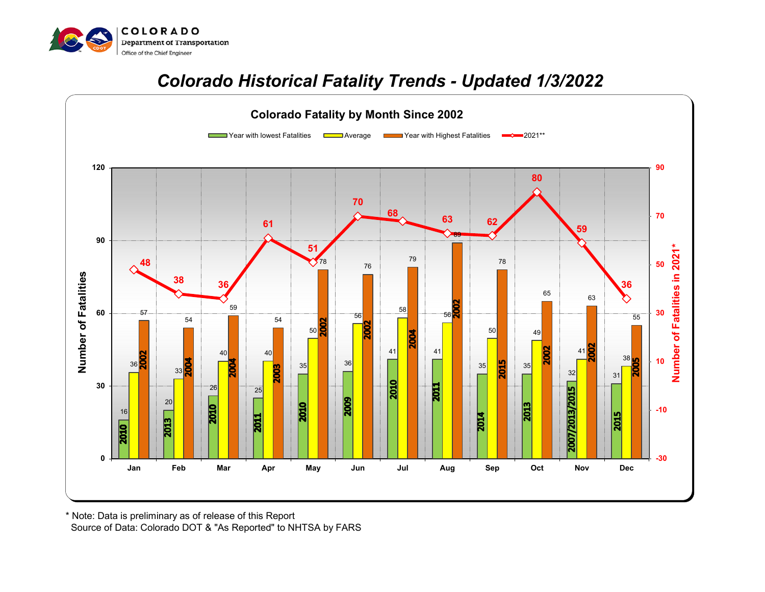COLORADO
Department of Transportation
Office of the Chief Engineer

# Colorado Historical Fatality Trends - Updated 1/3/2022

## Colorado Fatality by Month Since 2002

Year with lowest Fatalities
Average
Year with Highest Fatalities
2021**

Number of Fatalities

Number of Fatalities in 2021*

120
90
60
30
0

90
70
50
30
10
-10
-30

Jan: 16 (2010), 36, 57 (2002), 48
Feb: 20 (2013), 33, 54 (2004), 38
Mar: 26 (2010), 40, 59 (2004), 36
Apr: 25 (2011), 40, 54 (2003), 61
May: 35 (2010), 50, 78 (2002), 51
Jun: 36 (2009), 56, 76 (2002), 70
Jul: 41 (2010), 58, 79 (2004), 68
Aug: 41 (2011), 56, 89 (2002), 63
Sep: 35 (2014), 50, 78 (2015), 62
Oct: 35 (2013), 49, 65 (2002), 80
Nov: 32 (2007/2013/2015), 41, 63 (2002), 59
Dec: 31 (2015), 38, 55 (2005), 36

\* Note: Data is preliminary as of release of this Report
Source of Data: Colorado DOT & "As Reported" to NHTSA by FARS